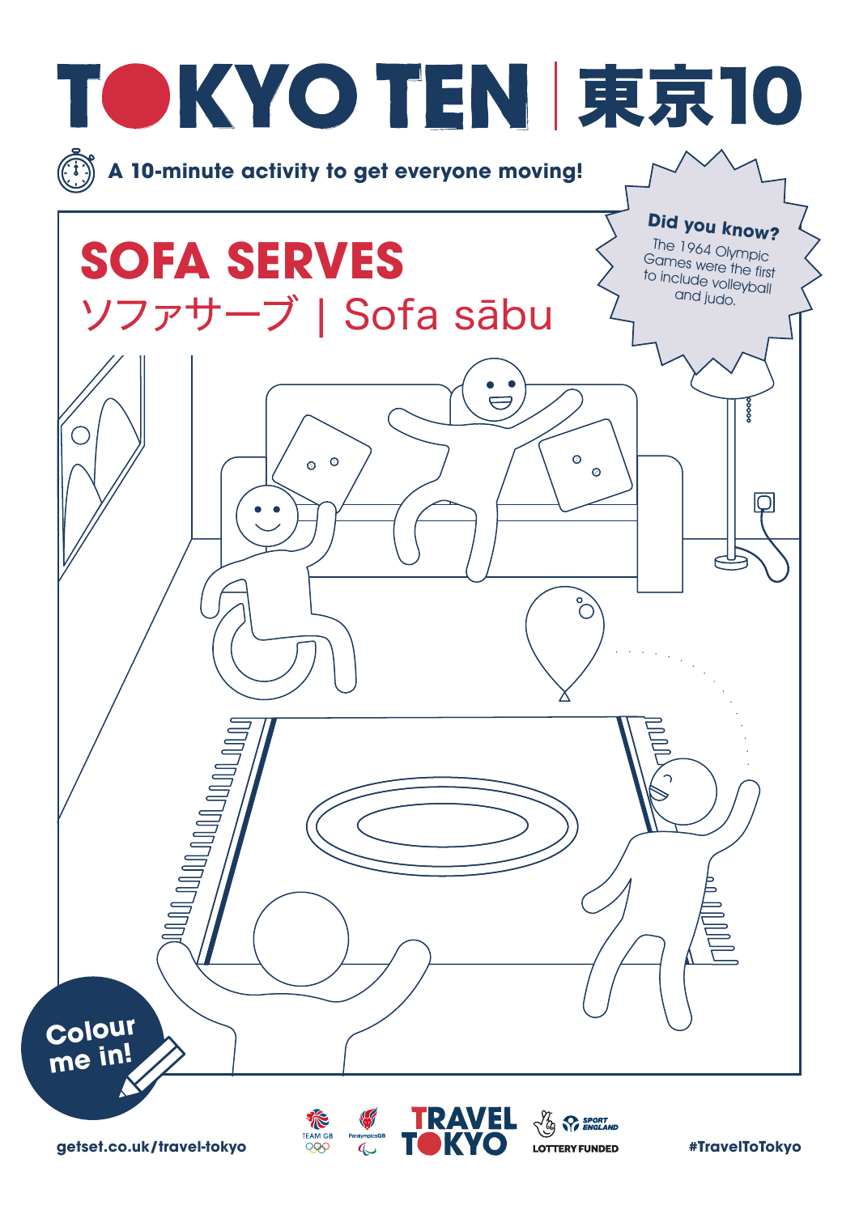# TOKYO TEN | 東京10

A 10-minute activity to get everyone moving!

## SOFA SERVES

ソファサーブ | Sofa sābu

**Did you know?**
The 1964 Olympic Games were the first to include volleyball and judo.

Colour me in!

getset.co.uk/travel-tokyo

TEAM GB ParalympicsGB TRAVEL TOKYO SPORT ENGLAND LOTTERY FUNDED

#TravelToTokyo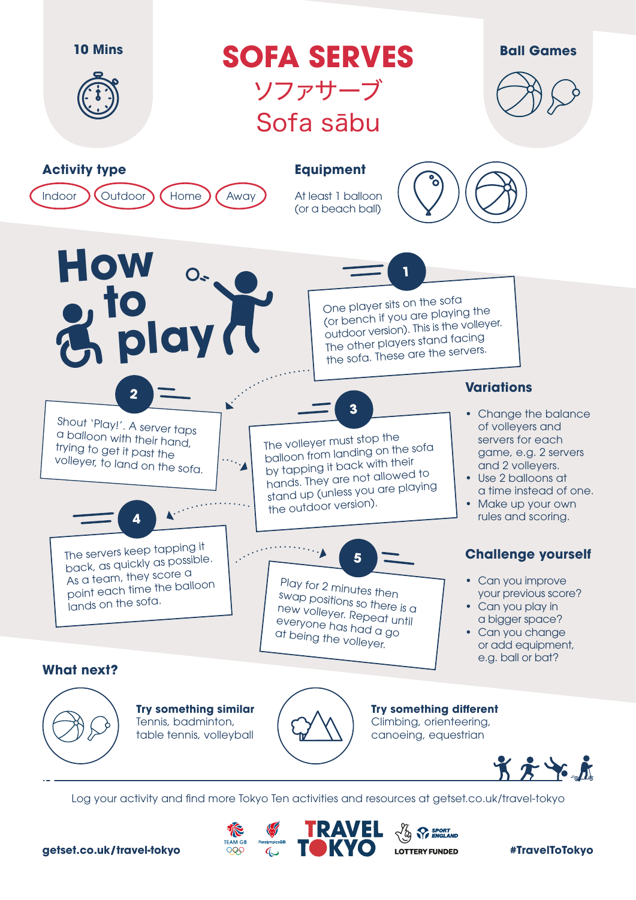10 Mins

# SOFA SERVES

ソファサーブ

Sofa sābu

Ball Games

**Activity type**

Indoor | Outdoor | Home | Away

**Equipment**

At least 1 balloon (or a beach ball)

## How to play

1. One player sits on the sofa (or bench if you are playing the outdoor version). This is the volleyer. The other players stand facing the sofa. These are the servers.

2. Shout 'Play!'. A server taps a balloon with their hand, trying to get it past the volleyer, to land on the sofa.

3. The volleyer must stop the balloon from landing on the sofa by tapping it back with their hands. They are not allowed to stand up (unless you are playing the outdoor version).

4. The servers keep tapping it back, as quickly as possible. As a team, they score a point each time the balloon lands on the sofa.

5. Play for 2 minutes then swap positions so there is a new volleyer. Repeat until everyone has had a go at being the volleyer.

### Variations

- Change the balance of volleyers and servers for each game, e.g. 2 servers and 2 volleyers.
- Use 2 balloons at a time instead of one.
- Make up your own rules and scoring.

### Challenge yourself

- Can you improve your previous score?
- Can you play in a bigger space?
- Can you change or add equipment, e.g. ball or bat?

### What next?

**Try something similar**
Tennis, badminton, table tennis, volleyball

**Try something different**
Climbing, orienteering, canoeing, equestrian

Log your activity and find more Tokyo Ten activities and resources at getset.co.uk/travel-tokyo

**getset.co.uk/travel-tokyo**

TEAM GB ParalympicsGB TRAVEL TOKYO SPORT ENGLAND LOTTERY FUNDED

**#TravelToTokyo**